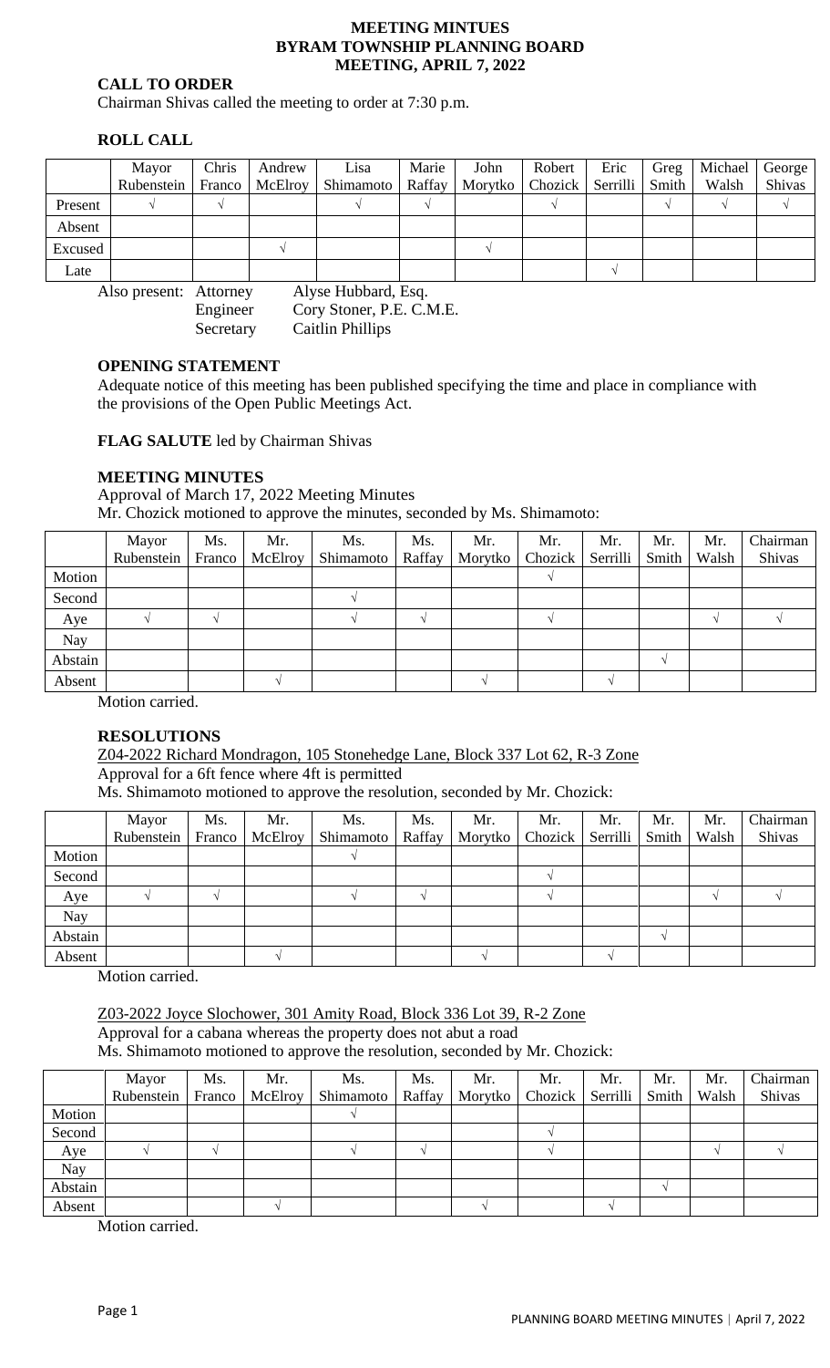# MEETING MINTUES
# BYRAM TOWNSHIP PLANNING BOARD
# MEETING, APRIL 7, 2022

## CALL TO ORDER

Chairman Shivas called the meeting to order at 7:30 p.m.

## ROLL CALL

| | Mayor Rubenstein | Chris Franco | Andrew McElroy | Lisa Shimamoto | Marie Raffay | John Morytko | Robert Chozick | Eric Serrilli | Greg Smith | Michael Walsh | George Shivas |
|---|---|---|---|---|---|---|---|---|---|---|---|
| Present | √ | √ | | √ | √ | | √ | | √ | √ | √ |
| Absent | | | | | | | | | | | |
| Excused | | | √ | | | √ | | | | | |
| Late | | | | | | | | √ | | | |

Also present: Attorney Alyse Hubbard, Esq.
Engineer Cory Stoner, P.E. C.M.E.
Secretary Caitlin Phillips

## OPENING STATEMENT

Adequate notice of this meeting has been published specifying the time and place in compliance with the provisions of the Open Public Meetings Act.

**FLAG SALUTE** led by Chairman Shivas

## MEETING MINUTES

Approval of March 17, 2022 Meeting Minutes

Mr. Chozick motioned to approve the minutes, seconded by Ms. Shimamoto:

| | Mayor Rubenstein | Ms. Franco | Mr. McElroy | Ms. Shimamoto | Ms. Raffay | Mr. Morytko | Mr. Chozick | Mr. Serrilli | Mr. Smith | Mr. Walsh | Chairman Shivas |
|---|---|---|---|---|---|---|---|---|---|---|---|
| Motion | | | | | | | √ | | | | |
| Second | | | | √ | | | | | | | |
| Aye | √ | √ | | √ | √ | | √ | | | √ | √ |
| Nay | | | | | | | | | | | |
| Abstain | | | | | | | | | √ | | |
| Absent | | | √ | | | √ | | √ | | | |

Motion carried.

## RESOLUTIONS

Z04-2022 Richard Mondragon, 105 Stonehedge Lane, Block 337 Lot 62, R-3 Zone

Approval for a 6ft fence where 4ft is permitted

Ms. Shimamoto motioned to approve the resolution, seconded by Mr. Chozick:

| | Mayor Rubenstein | Ms. Franco | Mr. McElroy | Ms. Shimamoto | Ms. Raffay | Mr. Morytko | Mr. Chozick | Mr. Serrilli | Mr. Smith | Mr. Walsh | Chairman Shivas |
|---|---|---|---|---|---|---|---|---|---|---|---|
| Motion | | | | √ | | | | | | | |
| Second | | | | | | | √ | | | | |
| Aye | √ | √ | | √ | √ | | √ | | | √ | √ |
| Nay | | | | | | | | | | | |
| Abstain | | | | | | | | | √ | | |
| Absent | | | √ | | | √ | | √ | | | |

Motion carried.

Z03-2022 Joyce Slochower, 301 Amity Road, Block 336 Lot 39, R-2 Zone

Approval for a cabana whereas the property does not abut a road

Ms. Shimamoto motioned to approve the resolution, seconded by Mr. Chozick:

| | Mayor Rubenstein | Ms. Franco | Mr. McElroy | Ms. Shimamoto | Ms. Raffay | Mr. Morytko | Mr. Chozick | Mr. Serrilli | Mr. Smith | Mr. Walsh | Chairman Shivas |
|---|---|---|---|---|---|---|---|---|---|---|---|
| Motion | | | | √ | | | | | | | |
| Second | | | | | | | √ | | | | |
| Aye | √ | √ | | √ | √ | | √ | | | √ | √ |
| Nay | | | | | | | | | | | |
| Abstain | | | | | | | | | √ | | |
| Absent | | | √ | | | √ | | √ | | | |

Motion carried.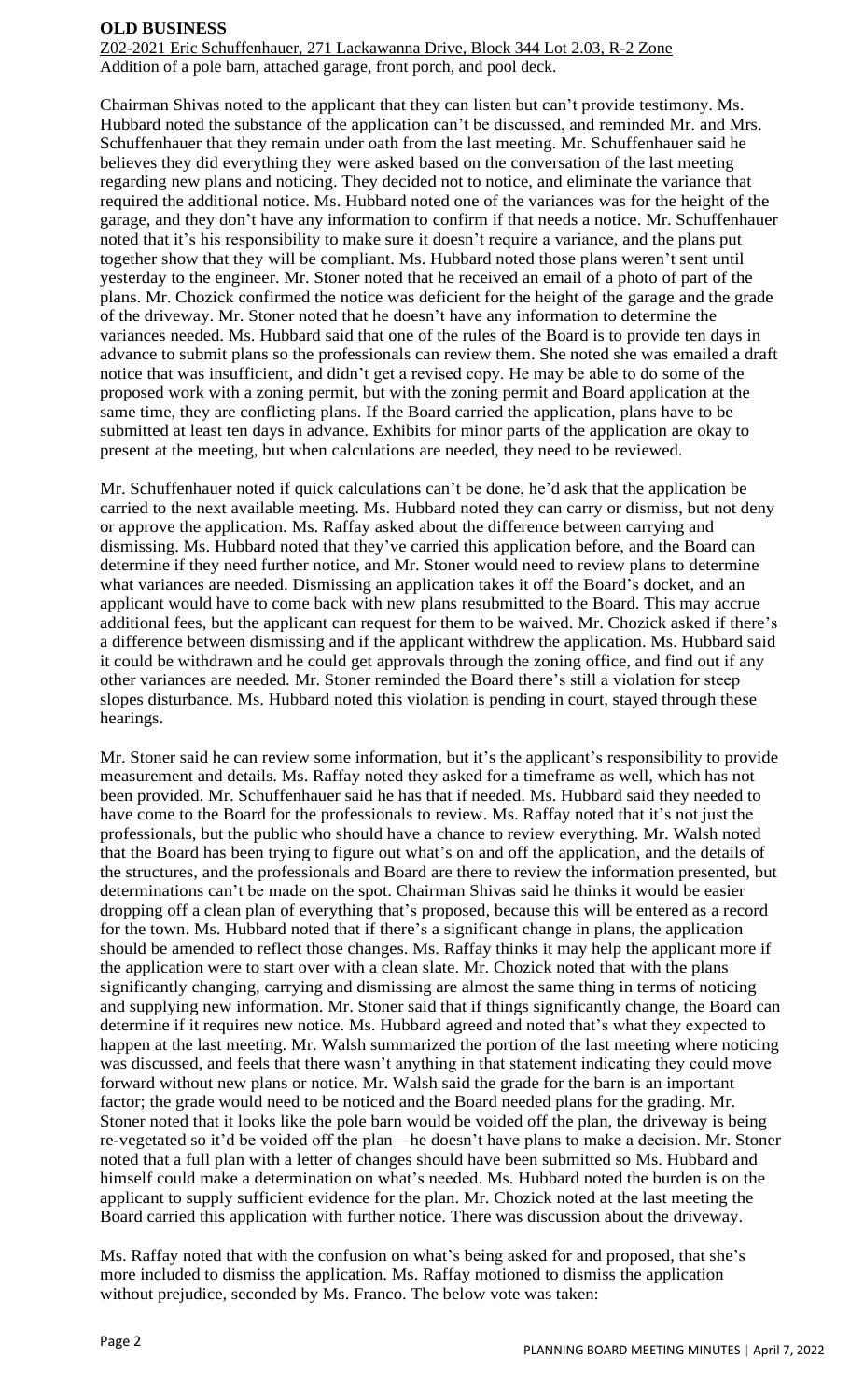## OLD BUSINESS

Z02-2021 Eric Schuffenhauer, 271 Lackawanna Drive, Block 344 Lot 2.03, R-2 Zone
Addition of a pole barn, attached garage, front porch, and pool deck.

Chairman Shivas noted to the applicant that they can listen but can't provide testimony. Ms. Hubbard noted the substance of the application can't be discussed, and reminded Mr. and Mrs. Schuffenhauer that they remain under oath from the last meeting. Mr. Schuffenhauer said he believes they did everything they were asked based on the conversation of the last meeting regarding new plans and noticing. They decided not to notice, and eliminate the variance that required the additional notice. Ms. Hubbard noted one of the variances was for the height of the garage, and they don't have any information to confirm if that needs a notice. Mr. Schuffenhauer noted that it's his responsibility to make sure it doesn't require a variance, and the plans put together show that they will be compliant. Ms. Hubbard noted those plans weren't sent until yesterday to the engineer. Mr. Stoner noted that he received an email of a photo of part of the plans. Mr. Chozick confirmed the notice was deficient for the height of the garage and the grade of the driveway. Mr. Stoner noted that he doesn't have any information to determine the variances needed. Ms. Hubbard said that one of the rules of the Board is to provide ten days in advance to submit plans so the professionals can review them. She noted she was emailed a draft notice that was insufficient, and didn't get a revised copy. He may be able to do some of the proposed work with a zoning permit, but with the zoning permit and Board application at the same time, they are conflicting plans. If the Board carried the application, plans have to be submitted at least ten days in advance. Exhibits for minor parts of the application are okay to present at the meeting, but when calculations are needed, they need to be reviewed.

Mr. Schuffenhauer noted if quick calculations can't be done, he'd ask that the application be carried to the next available meeting. Ms. Hubbard noted they can carry or dismiss, but not deny or approve the application. Ms. Raffay asked about the difference between carrying and dismissing. Ms. Hubbard noted that they've carried this application before, and the Board can determine if they need further notice, and Mr. Stoner would need to review plans to determine what variances are needed. Dismissing an application takes it off the Board's docket, and an applicant would have to come back with new plans resubmitted to the Board. This may accrue additional fees, but the applicant can request for them to be waived. Mr. Chozick asked if there's a difference between dismissing and if the applicant withdrew the application. Ms. Hubbard said it could be withdrawn and he could get approvals through the zoning office, and find out if any other variances are needed. Mr. Stoner reminded the Board there's still a violation for steep slopes disturbance. Ms. Hubbard noted this violation is pending in court, stayed through these hearings.

Mr. Stoner said he can review some information, but it's the applicant's responsibility to provide measurement and details. Ms. Raffay noted they asked for a timeframe as well, which has not been provided. Mr. Schuffenhauer said he has that if needed. Ms. Hubbard said they needed to have come to the Board for the professionals to review. Ms. Raffay noted that it's not just the professionals, but the public who should have a chance to review everything. Mr. Walsh noted that the Board has been trying to figure out what's on and off the application, and the details of the structures, and the professionals and Board are there to review the information presented, but determinations can't be made on the spot. Chairman Shivas said he thinks it would be easier dropping off a clean plan of everything that's proposed, because this will be entered as a record for the town. Ms. Hubbard noted that if there's a significant change in plans, the application should be amended to reflect those changes. Ms. Raffay thinks it may help the applicant more if the application were to start over with a clean slate. Mr. Chozick noted that with the plans significantly changing, carrying and dismissing are almost the same thing in terms of noticing and supplying new information. Mr. Stoner said that if things significantly change, the Board can determine if it requires new notice. Ms. Hubbard agreed and noted that's what they expected to happen at the last meeting. Mr. Walsh summarized the portion of the last meeting where noticing was discussed, and feels that there wasn't anything in that statement indicating they could move forward without new plans or notice. Mr. Walsh said the grade for the barn is an important factor; the grade would need to be noticed and the Board needed plans for the grading. Mr. Stoner noted that it looks like the pole barn would be voided off the plan, the driveway is being re-vegetated so it'd be voided off the plan—he doesn't have plans to make a decision. Mr. Stoner noted that a full plan with a letter of changes should have been submitted so Ms. Hubbard and himself could make a determination on what's needed. Ms. Hubbard noted the burden is on the applicant to supply sufficient evidence for the plan. Mr. Chozick noted at the last meeting the Board carried this application with further notice. There was discussion about the driveway.

Ms. Raffay noted that with the confusion on what's being asked for and proposed, that she's more included to dismiss the application. Ms. Raffay motioned to dismiss the application without prejudice, seconded by Ms. Franco. The below vote was taken: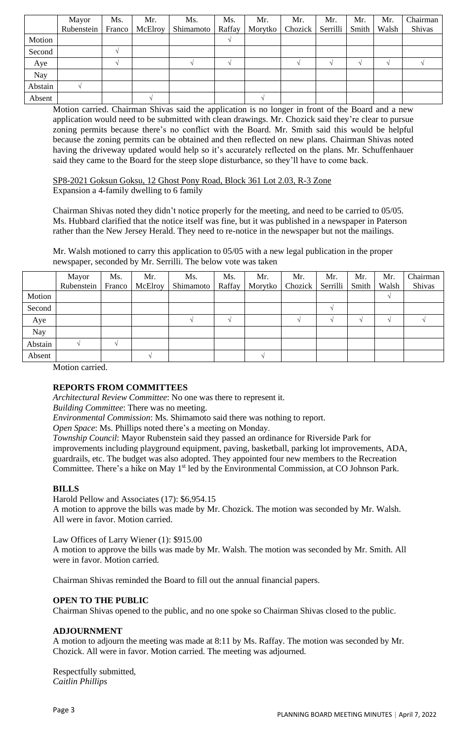| | Mayor Rubenstein | Ms. Franco | Mr. McElroy | Ms. Shimamoto | Ms. Raffay | Mr. Morytko | Mr. Chozick | Mr. Serrilli | Mr. Smith | Mr. Walsh | Chairman Shivas |
|---|---|---|---|---|---|---|---|---|---|---|---|
| Motion | | | | | √ | | | | | | |
| Second | | √ | | | | | | | | | |
| Aye | | √ | | √ | √ | | √ | √ | √ | √ | √ |
| Nay | | | | | | | | | | | |
| Abstain | √ | | | | | | | | | | |
| Absent | | | √ | | | √ | | | | | |

Motion carried. Chairman Shivas said the application is no longer in front of the Board and a new application would need to be submitted with clean drawings. Mr. Chozick said they're clear to pursue zoning permits because there's no conflict with the Board. Mr. Smith said this would be helpful because the zoning permits can be obtained and then reflected on new plans. Chairman Shivas noted having the driveway updated would help so it's accurately reflected on the plans. Mr. Schuffenhauer said they came to the Board for the steep slope disturbance, so they'll have to come back.

SP8-2021 Goksun Goksu, 12 Ghost Pony Road, Block 361 Lot 2.03, R-3 Zone
Expansion a 4-family dwelling to 6 family

Chairman Shivas noted they didn't notice properly for the meeting, and need to be carried to 05/05. Ms. Hubbard clarified that the notice itself was fine, but it was published in a newspaper in Paterson rather than the New Jersey Herald. They need to re-notice in the newspaper but not the mailings.

Mr. Walsh motioned to carry this application to 05/05 with a new legal publication in the proper newspaper, seconded by Mr. Serrilli. The below vote was taken

| | Mayor Rubenstein | Ms. Franco | Mr. McElroy | Ms. Shimamoto | Ms. Raffay | Mr. Morytko | Mr. Chozick | Mr. Serrilli | Mr. Smith | Mr. Walsh | Chairman Shivas |
|---|---|---|---|---|---|---|---|---|---|---|---|
| Motion | | | | | | | | | | √ | |
| Second | | | | | | | | √ | | | |
| Aye | | | | √ | √ | | √ | √ | √ | √ | √ |
| Nay | | | | | | | | | | | |
| Abstain | √ | √ | | | | | | | | | |
| Absent | | | √ | | | √ | | | | | |

Motion carried.

## REPORTS FROM COMMITTEES

*Architectural Review Committee*: No one was there to represent it.
*Building Committee*: There was no meeting.
*Environmental Commission*: Ms. Shimamoto said there was nothing to report.
*Open Space*: Ms. Phillips noted there's a meeting on Monday.
*Township Council*: Mayor Rubenstein said they passed an ordinance for Riverside Park for improvements including playground equipment, paving, basketball, parking lot improvements, ADA, guardrails, etc. The budget was also adopted. They appointed four new members to the Recreation Committee. There's a hike on May 1st led by the Environmental Commission, at CO Johnson Park.

## BILLS

Harold Pellow and Associates (17): $6,954.15
A motion to approve the bills was made by Mr. Chozick. The motion was seconded by Mr. Walsh. All were in favor. Motion carried.

Law Offices of Larry Wiener (1): $915.00
A motion to approve the bills was made by Mr. Walsh. The motion was seconded by Mr. Smith. All were in favor. Motion carried.

Chairman Shivas reminded the Board to fill out the annual financial papers.

## OPEN TO THE PUBLIC

Chairman Shivas opened to the public, and no one spoke so Chairman Shivas closed to the public.

## ADJOURNMENT

A motion to adjourn the meeting was made at 8:11 by Ms. Raffay. The motion was seconded by Mr. Chozick. All were in favor. Motion carried. The meeting was adjourned.

Respectfully submitted,
*Caitlin Phillips*